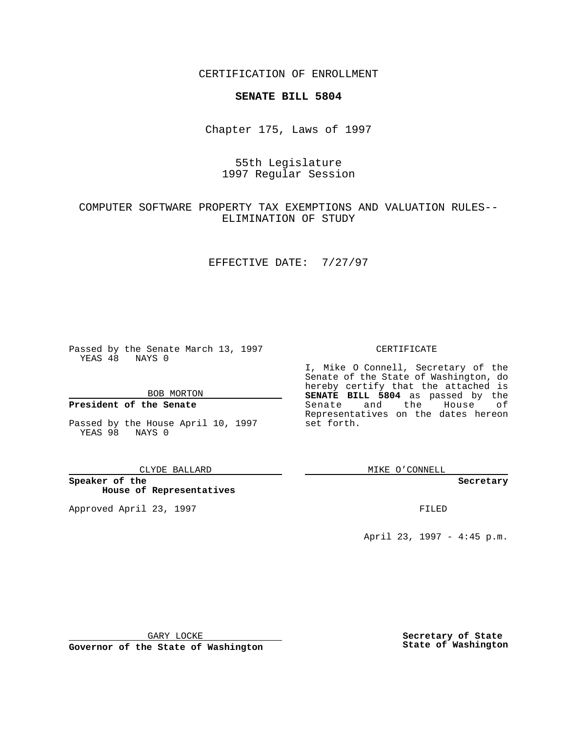CERTIFICATION OF ENROLLMENT

**SENATE BILL 5804**

Chapter 175, Laws of 1997

55th Legislature
1997 Regular Session

COMPUTER SOFTWARE PROPERTY TAX EXEMPTIONS AND VALUATION RULES--ELIMINATION OF STUDY

EFFECTIVE DATE: 7/27/97

Passed by the Senate March 13, 1997
YEAS 48 NAYS 0

BOB MORTON

**President of the Senate**

Passed by the House April 10, 1997
YEAS 98 NAYS 0

CLYDE BALLARD

**Speaker of the House of Representatives**

Approved April 23, 1997

GARY LOCKE

**Governor of the State of Washington**

CERTIFICATE

I, Mike O Connell, Secretary of the Senate of the State of Washington, do hereby certify that the attached is **SENATE BILL 5804** as passed by the Senate and the House of Representatives on the dates hereon set forth.

MIKE O'CONNELL

**Secretary**

FILED

April 23, 1997 - 4:45 p.m.

**Secretary of State State of Washington**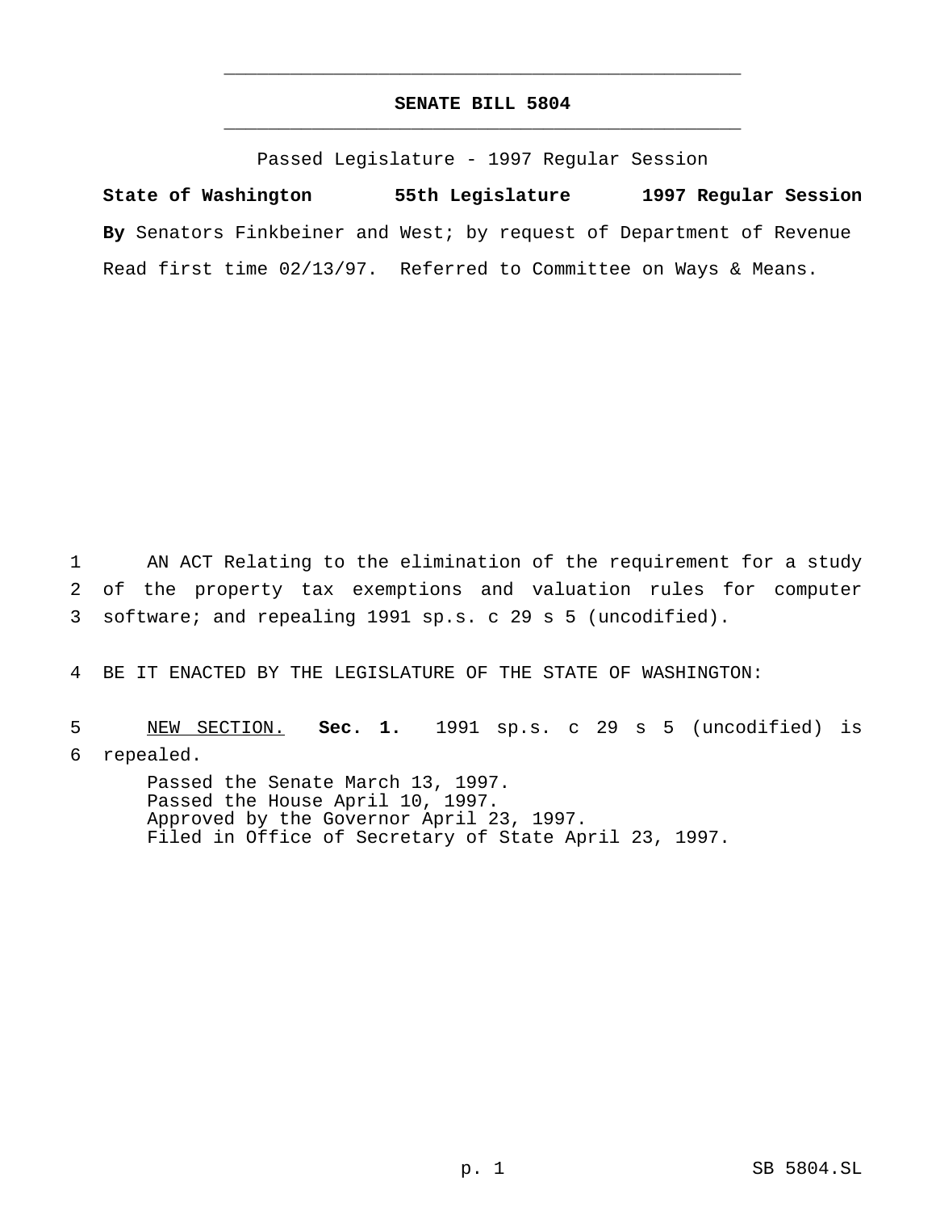# SENATE BILL 5804

Passed Legislature - 1997 Regular Session

**State of Washington** **55th Legislature** **1997 Regular Session**

**By** Senators Finkbeiner and West; by request of Department of Revenue

Read first time 02/13/97. Referred to Committee on Ways & Means.

1 AN ACT Relating to the elimination of the requirement for a study
2 of the property tax exemptions and valuation rules for computer
3 software; and repealing 1991 sp.s. c 29 s 5 (uncodified).

4 BE IT ENACTED BY THE LEGISLATURE OF THE STATE OF WASHINGTON:

5 NEW SECTION. **Sec. 1.** 1991 sp.s. c 29 s 5 (uncodified) is
6 repealed.

Passed the Senate March 13, 1997.
Passed the House April 10, 1997.
Approved by the Governor April 23, 1997.
Filed in Office of Secretary of State April 23, 1997.